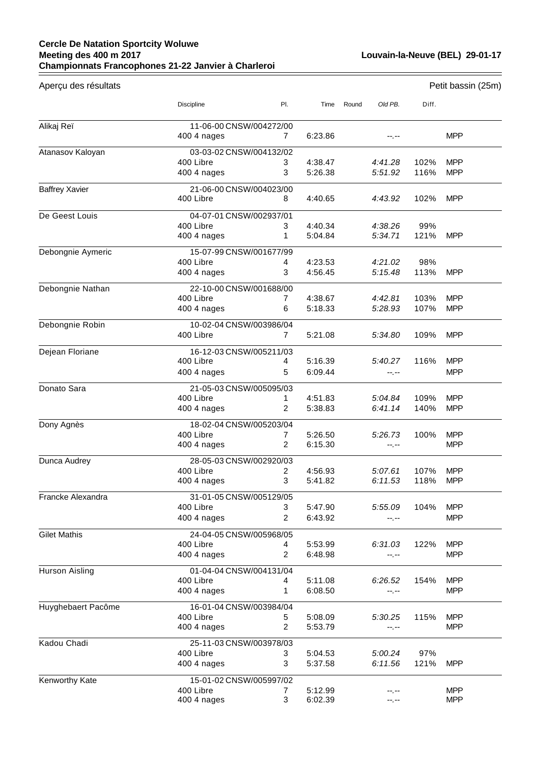**Cercle De Natation Sportcity Woluwe**
**Meeting des 400 m 2017**
**Championnats Francophones 21-22 Janvier à Charleroi**

**Louvain-la-Neuve (BEL) 29-01-17**

Aperçu des résultats

Petit bassin (25m)

| | Discipline | Pl. | Time | Round | Old PB. | Diff. | |
|---|---|---|---|---|---|---|---|
| Alikaj Reï | 11-06-00 CNSW/004272/00 | | | | | | |
| | 400 4 nages | 7 | 6:23.86 | | --.-- | | MPP |
| Atanasov Kaloyan | 03-03-02 CNSW/004132/02 | | | | | | |
| | 400 Libre | 3 | 4:38.47 | | *4:41.28* | 102% | MPP |
| | 400 4 nages | 3 | 5:26.38 | | *5:51.92* | 116% | MPP |
| Baffrey Xavier | 21-06-00 CNSW/004023/00 | | | | | | |
| | 400 Libre | 8 | 4:40.65 | | *4:43.92* | 102% | MPP |
| De Geest Louis | 04-07-01 CNSW/002937/01 | | | | | | |
| | 400 Libre | 3 | 4:40.34 | | *4:38.26* | 99% | |
| | 400 4 nages | 1 | 5:04.84 | | *5:34.71* | 121% | MPP |
| Debongnie Aymeric | 15-07-99 CNSW/001677/99 | | | | | | |
| | 400 Libre | 4 | 4:23.53 | | *4:21.02* | 98% | |
| | 400 4 nages | 3 | 4:56.45 | | *5:15.48* | 113% | MPP |
| Debongnie Nathan | 22-10-00 CNSW/001688/00 | | | | | | |
| | 400 Libre | 7 | 4:38.67 | | *4:42.81* | 103% | MPP |
| | 400 4 nages | 6 | 5:18.33 | | *5:28.93* | 107% | MPP |
| Debongnie Robin | 10-02-04 CNSW/003986/04 | | | | | | |
| | 400 Libre | 7 | 5:21.08 | | *5:34.80* | 109% | MPP |
| Dejean Floriane | 16-12-03 CNSW/005211/03 | | | | | | |
| | 400 Libre | 4 | 5:16.39 | | *5:40.27* | 116% | MPP |
| | 400 4 nages | 5 | 6:09.44 | | --.-- | | MPP |
| Donato Sara | 21-05-03 CNSW/005095/03 | | | | | | |
| | 400 Libre | 1 | 4:51.83 | | *5:04.84* | 109% | MPP |
| | 400 4 nages | 2 | 5:38.83 | | *6:41.14* | 140% | MPP |
| Dony Agnès | 18-02-04 CNSW/005203/04 | | | | | | |
| | 400 Libre | 7 | 5:26.50 | | *5:26.73* | 100% | MPP |
| | 400 4 nages | 2 | 6:15.30 | | --.-- | | MPP |
| Dunca Audrey | 28-05-03 CNSW/002920/03 | | | | | | |
| | 400 Libre | 2 | 4:56.93 | | *5:07.61* | 107% | MPP |
| | 400 4 nages | 3 | 5:41.82 | | *6:11.53* | 118% | MPP |
| Francke Alexandra | 31-01-05 CNSW/005129/05 | | | | | | |
| | 400 Libre | 3 | 5:47.90 | | *5:55.09* | 104% | MPP |
| | 400 4 nages | 2 | 6:43.92 | | --.-- | | MPP |
| Gilet Mathis | 24-04-05 CNSW/005968/05 | | | | | | |
| | 400 Libre | 4 | 5:53.99 | | *6:31.03* | 122% | MPP |
| | 400 4 nages | 2 | 6:48.98 | | --.-- | | MPP |
| Hurson Aisling | 01-04-04 CNSW/004131/04 | | | | | | |
| | 400 Libre | 4 | 5:11.08 | | *6:26.52* | 154% | MPP |
| | 400 4 nages | 1 | 6:08.50 | | --.-- | | MPP |
| Huyghebaert Pacôme | 16-01-04 CNSW/003984/04 | | | | | | |
| | 400 Libre | 5 | 5:08.09 | | *5:30.25* | 115% | MPP |
| | 400 4 nages | 2 | 5:53.79 | | --.-- | | MPP |
| Kadou Chadi | 25-11-03 CNSW/003978/03 | | | | | | |
| | 400 Libre | 3 | 5:04.53 | | *5:00.24* | 97% | |
| | 400 4 nages | 3 | 5:37.58 | | *6:11.56* | 121% | MPP |
| Kenworthy Kate | 15-01-02 CNSW/005997/02 | | | | | | |
| | 400 Libre | 7 | 5:12.99 | | --.-- | | MPP |
| | 400 4 nages | 3 | 6:02.39 | | --.-- | | MPP |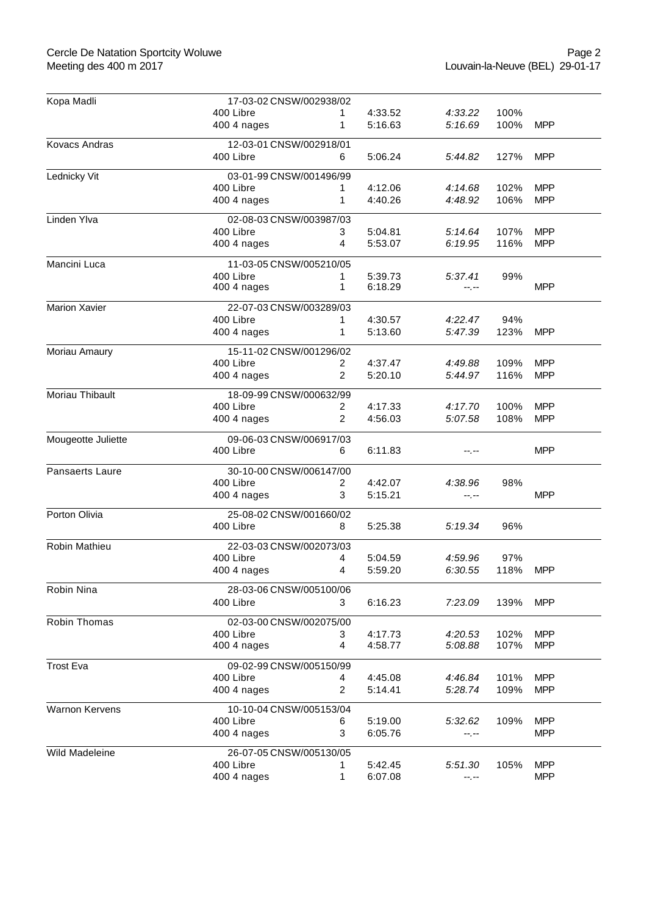| | | | | | | |
|---|---|---|---|---|---|---|
| Kopa Madli | 17-03-02 CNSW/002938/02 | | | | | |
| | 400 Libre | 1 | 4:33.52 | *4:33.22* | 100% | |
| | 400 4 nages | 1 | 5:16.63 | *5:16.69* | 100% | MPP |
| Kovacs Andras | 12-03-01 CNSW/002918/01 | | | | | |
| | 400 Libre | 6 | 5:06.24 | *5:44.82* | 127% | MPP |
| Lednicky Vit | 03-01-99 CNSW/001496/99 | | | | | |
| | 400 Libre | 1 | 4:12.06 | *4:14.68* | 102% | MPP |
| | 400 4 nages | 1 | 4:40.26 | *4:48.92* | 106% | MPP |
| Linden Ylva | 02-08-03 CNSW/003987/03 | | | | | |
| | 400 Libre | 3 | 5:04.81 | *5:14.64* | 107% | MPP |
| | 400 4 nages | 4 | 5:53.07 | *6:19.95* | 116% | MPP |
| Mancini Luca | 11-03-05 CNSW/005210/05 | | | | | |
| | 400 Libre | 1 | 5:39.73 | *5:37.41* | 99% | |
| | 400 4 nages | 1 | 6:18.29 | --.-- | | MPP |
| Marion Xavier | 22-07-03 CNSW/003289/03 | | | | | |
| | 400 Libre | 1 | 4:30.57 | *4:22.47* | 94% | |
| | 400 4 nages | 1 | 5:13.60 | *5:47.39* | 123% | MPP |
| Moriau Amaury | 15-11-02 CNSW/001296/02 | | | | | |
| | 400 Libre | 2 | 4:37.47 | *4:49.88* | 109% | MPP |
| | 400 4 nages | 2 | 5:20.10 | *5:44.97* | 116% | MPP |
| Moriau Thibault | 18-09-99 CNSW/000632/99 | | | | | |
| | 400 Libre | 2 | 4:17.33 | *4:17.70* | 100% | MPP |
| | 400 4 nages | 2 | 4:56.03 | *5:07.58* | 108% | MPP |
| Mougeotte Juliette | 09-06-03 CNSW/006917/03 | | | | | |
| | 400 Libre | 6 | 6:11.83 | --.-- | | MPP |
| Pansaerts Laure | 30-10-00 CNSW/006147/00 | | | | | |
| | 400 Libre | 2 | 4:42.07 | *4:38.96* | 98% | |
| | 400 4 nages | 3 | 5:15.21 | --.-- | | MPP |
| Porton Olivia | 25-08-02 CNSW/001660/02 | | | | | |
| | 400 Libre | 8 | 5:25.38 | *5:19.34* | 96% | |
| Robin Mathieu | 22-03-03 CNSW/002073/03 | | | | | |
| | 400 Libre | 4 | 5:04.59 | *4:59.96* | 97% | |
| | 400 4 nages | 4 | 5:59.20 | *6:30.55* | 118% | MPP |
| Robin Nina | 28-03-06 CNSW/005100/06 | | | | | |
| | 400 Libre | 3 | 6:16.23 | *7:23.09* | 139% | MPP |
| Robin Thomas | 02-03-00 CNSW/002075/00 | | | | | |
| | 400 Libre | 3 | 4:17.73 | *4:20.53* | 102% | MPP |
| | 400 4 nages | 4 | 4:58.77 | *5:08.88* | 107% | MPP |
| Trost Eva | 09-02-99 CNSW/005150/99 | | | | | |
| | 400 Libre | 4 | 4:45.08 | *4:46.84* | 101% | MPP |
| | 400 4 nages | 2 | 5:14.41 | *5:28.74* | 109% | MPP |
| Warnon Kervens | 10-10-04 CNSW/005153/04 | | | | | |
| | 400 Libre | 6 | 5:19.00 | *5:32.62* | 109% | MPP |
| | 400 4 nages | 3 | 6:05.76 | --.-- | | MPP |
| Wild Madeleine | 26-07-05 CNSW/005130/05 | | | | | |
| | 400 Libre | 1 | 5:42.45 | *5:51.30* | 105% | MPP |
| | 400 4 nages | 1 | 6:07.08 | --.-- | | MPP |